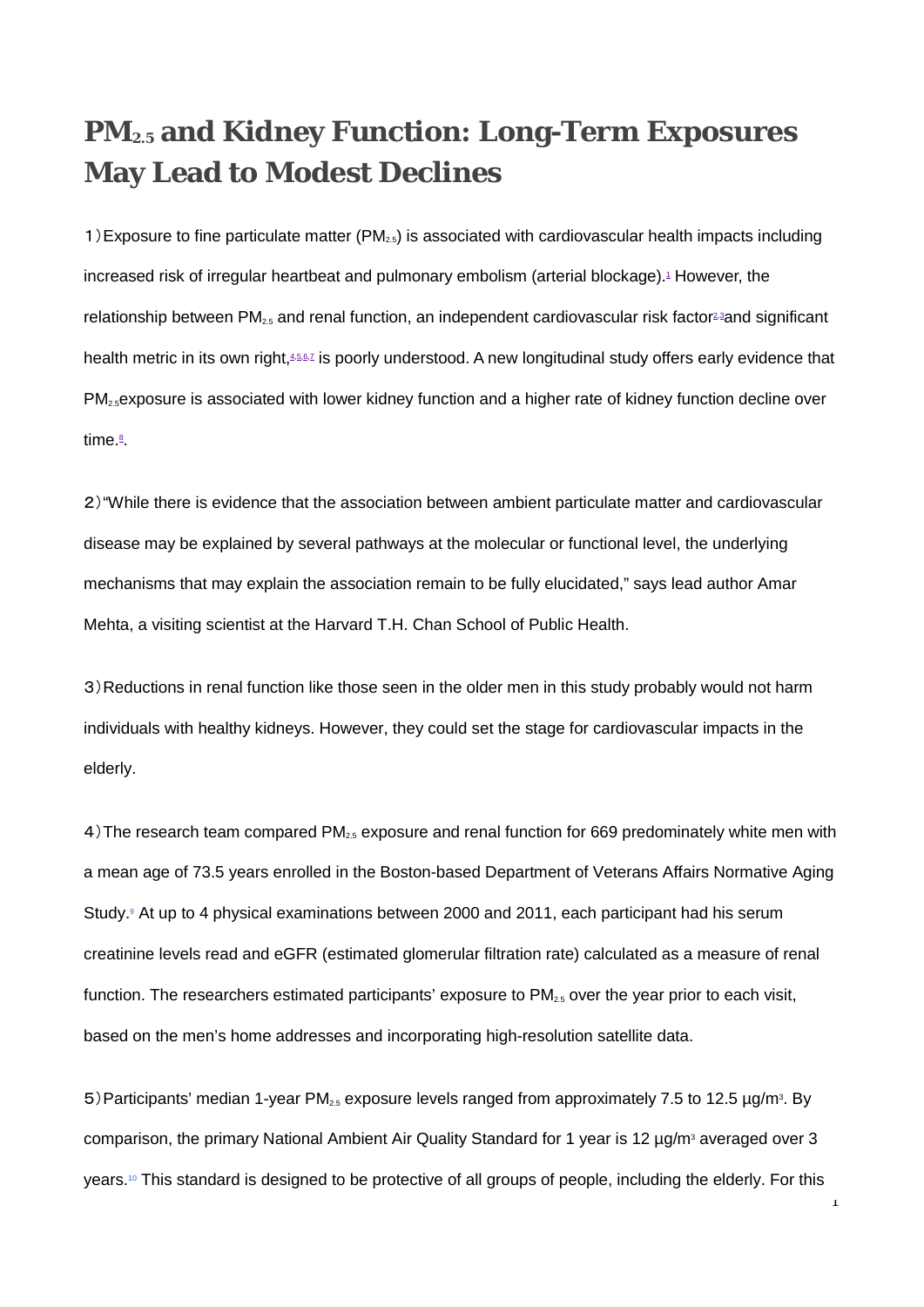# $PM_{2.5}$ and Kidney Function: Long-Term Exposures May Lead to Modest Declines

1）Exposure to fine particulate matter ($PM_{2.5}$) is associated with cardiovascular health impacts including increased risk of irregular heartbeat and pulmonary embolism (arterial blockage).[1] However, the relationship between $PM_{2.5}$ and renal function, an independent cardiovascular risk factor[2,3] and significant health metric in its own right,[4,5,6,7] is poorly understood. A new longitudinal study offers early evidence that $PM_{2.5}$ exposure is associated with lower kidney function and a higher rate of kidney function decline over time.[8].

2）"While there is evidence that the association between ambient particulate matter and cardiovascular disease may be explained by several pathways at the molecular or functional level, the underlying mechanisms that may explain the association remain to be fully elucidated," says lead author Amar Mehta, a visiting scientist at the Harvard T.H. Chan School of Public Health.

3）Reductions in renal function like those seen in the older men in this study probably would not harm individuals with healthy kidneys. However, they could set the stage for cardiovascular impacts in the elderly.

4）The research team compared $PM_{2.5}$ exposure and renal function for 669 predominately white men with a mean age of 73.5 years enrolled in the Boston-based Department of Veterans Affairs Normative Aging Study.[9] At up to 4 physical examinations between 2000 and 2011, each participant had his serum creatinine levels read and eGFR (estimated glomerular filtration rate) calculated as a measure of renal function. The researchers estimated participants' exposure to $PM_{2.5}$ over the year prior to each visit, based on the men's home addresses and incorporating high-resolution satellite data.

5）Participants' median 1-year $PM_{2.5}$ exposure levels ranged from approximately 7.5 to 12.5 $\mu g/m^3$. By comparison, the primary National Ambient Air Quality Standard for 1 year is 12 $\mu g/m^3$ averaged over 3 years.[10] This standard is designed to be protective of all groups of people, including the elderly. For this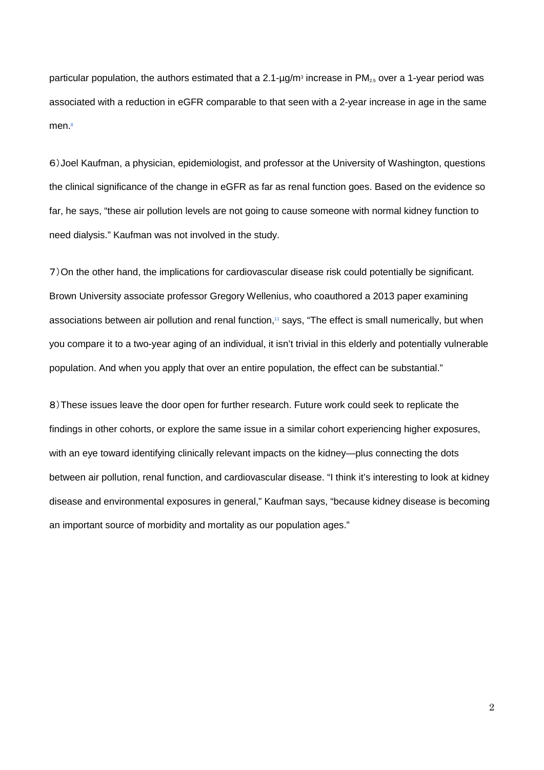particular population, the authors estimated that a 2.1-μg/$m^3$ increase in $PM_{2.5}$ over a 1-year period was associated with a reduction in eGFR comparable to that seen with a 2-year increase in age in the same men.[8]

6）Joel Kaufman, a physician, epidemiologist, and professor at the University of Washington, questions the clinical significance of the change in eGFR as far as renal function goes. Based on the evidence so far, he says, “these air pollution levels are not going to cause someone with normal kidney function to need dialysis.” Kaufman was not involved in the study.

7）On the other hand, the implications for cardiovascular disease risk could potentially be significant. Brown University associate professor Gregory Wellenius, who coauthored a 2013 paper examining associations between air pollution and renal function,[11] says, “The effect is small numerically, but when you compare it to a two-year aging of an individual, it isn’t trivial in this elderly and potentially vulnerable population. And when you apply that over an entire population, the effect can be substantial.”

8）These issues leave the door open for further research. Future work could seek to replicate the findings in other cohorts, or explore the same issue in a similar cohort experiencing higher exposures, with an eye toward identifying clinically relevant impacts on the kidney—plus connecting the dots between air pollution, renal function, and cardiovascular disease. “I think it’s interesting to look at kidney disease and environmental exposures in general,” Kaufman says, “because kidney disease is becoming an important source of morbidity and mortality as our population ages.”